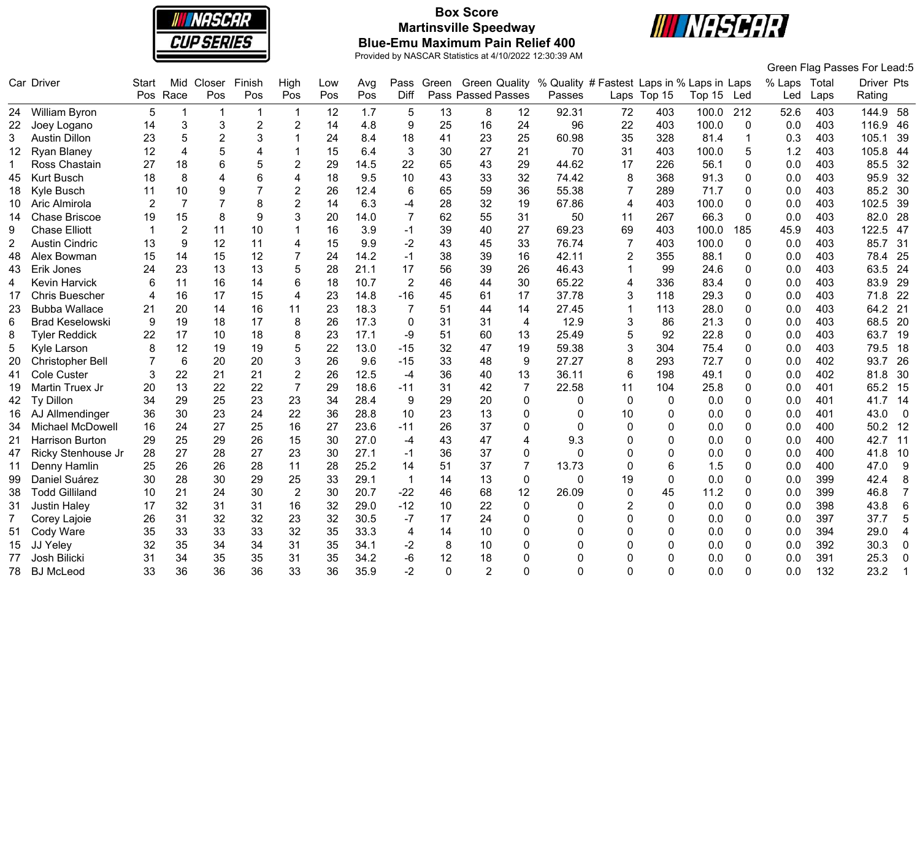# Box Score

## Martinsville Speedway

## Blue-Emu Maximum Pain Relief 400

Provided by NASCAR Statistics at 4/10/2022 12:30:39 AM

Green Flag Passes For Lead:5

| Car | Driver | Start Pos | Mid Race | Closer Pos | Finish Pos | High Pos | Low Pos | Avg Pos | Pass Diff | Green Pass | Green Passed | Quality Passes | % Quality Passes | # Fastest Laps | Laps in Top 15 | % Laps in Top 15 | Laps Led | % Laps Led | Total Laps | Driver Rating | Pts |
|---|---|---|---|---|---|---|---|---|---|---|---|---|---|---|---|---|---|---|---|---|---|
| 24 | William Byron | 5 | 1 | 1 | 1 | 1 | 12 | 1.7 | 5 | 13 | 8 | 12 | 92.31 | 72 | 403 | 100.0 | 212 | 52.6 | 403 | 144.9 | 58 |
| 22 | Joey Logano | 14 | 3 | 3 | 2 | 2 | 14 | 4.8 | 9 | 25 | 16 | 24 | 96 | 22 | 403 | 100.0 | 0 | 0.0 | 403 | 116.9 | 46 |
| 3 | Austin Dillon | 23 | 5 | 2 | 3 | 1 | 24 | 8.4 | 18 | 41 | 23 | 25 | 60.98 | 35 | 328 | 81.4 | 1 | 0.3 | 403 | 105.1 | 39 |
| 12 | Ryan Blaney | 12 | 4 | 5 | 4 | 1 | 15 | 6.4 | 3 | 30 | 27 | 21 | 70 | 31 | 403 | 100.0 | 5 | 1.2 | 403 | 105.8 | 44 |
| 1 | Ross Chastain | 27 | 18 | 6 | 5 | 2 | 29 | 14.5 | 22 | 65 | 43 | 29 | 44.62 | 17 | 226 | 56.1 | 0 | 0.0 | 403 | 85.5 | 32 |
| 45 | Kurt Busch | 18 | 8 | 4 | 6 | 4 | 18 | 9.5 | 10 | 43 | 33 | 32 | 74.42 | 8 | 368 | 91.3 | 0 | 0.0 | 403 | 95.9 | 32 |
| 18 | Kyle Busch | 11 | 10 | 9 | 7 | 2 | 26 | 12.4 | 6 | 65 | 59 | 36 | 55.38 | 7 | 289 | 71.7 | 0 | 0.0 | 403 | 85.2 | 30 |
| 10 | Aric Almirola | 2 | 7 | 7 | 8 | 2 | 14 | 6.3 | -4 | 28 | 32 | 19 | 67.86 | 4 | 403 | 100.0 | 0 | 0.0 | 403 | 102.5 | 39 |
| 14 | Chase Briscoe | 19 | 15 | 8 | 9 | 3 | 20 | 14.0 | 7 | 62 | 55 | 31 | 50 | 11 | 267 | 66.3 | 0 | 0.0 | 403 | 82.0 | 28 |
| 9 | Chase Elliott | 1 | 2 | 11 | 10 | 1 | 16 | 3.9 | -1 | 39 | 40 | 27 | 69.23 | 69 | 403 | 100.0 | 185 | 45.9 | 403 | 122.5 | 47 |
| 2 | Austin Cindric | 13 | 9 | 12 | 11 | 4 | 15 | 9.9 | -2 | 43 | 45 | 33 | 76.74 | 7 | 403 | 100.0 | 0 | 0.0 | 403 | 85.7 | 31 |
| 48 | Alex Bowman | 15 | 14 | 15 | 12 | 7 | 24 | 14.2 | -1 | 38 | 39 | 16 | 42.11 | 2 | 355 | 88.1 | 0 | 0.0 | 403 | 78.4 | 25 |
| 43 | Erik Jones | 24 | 23 | 13 | 13 | 5 | 28 | 21.1 | 17 | 56 | 39 | 26 | 46.43 | 1 | 99 | 24.6 | 0 | 0.0 | 403 | 63.5 | 24 |
| 4 | Kevin Harvick | 6 | 11 | 16 | 14 | 6 | 18 | 10.7 | 2 | 46 | 44 | 30 | 65.22 | 4 | 336 | 83.4 | 0 | 0.0 | 403 | 83.9 | 29 |
| 17 | Chris Buescher | 4 | 16 | 17 | 15 | 4 | 23 | 14.8 | -16 | 45 | 61 | 17 | 37.78 | 3 | 118 | 29.3 | 0 | 0.0 | 403 | 71.8 | 22 |
| 23 | Bubba Wallace | 21 | 20 | 14 | 16 | 11 | 23 | 18.3 | 7 | 51 | 44 | 14 | 27.45 | 1 | 113 | 28.0 | 0 | 0.0 | 403 | 64.2 | 21 |
| 6 | Brad Keselowski | 9 | 19 | 18 | 17 | 8 | 26 | 17.3 | 0 | 31 | 31 | 4 | 12.9 | 3 | 86 | 21.3 | 0 | 0.0 | 403 | 68.5 | 20 |
| 8 | Tyler Reddick | 22 | 17 | 10 | 18 | 8 | 23 | 17.1 | -9 | 51 | 60 | 13 | 25.49 | 5 | 92 | 22.8 | 0 | 0.0 | 403 | 63.7 | 19 |
| 5 | Kyle Larson | 8 | 12 | 19 | 19 | 5 | 22 | 13.0 | -15 | 32 | 47 | 19 | 59.38 | 3 | 304 | 75.4 | 0 | 0.0 | 403 | 79.5 | 18 |
| 20 | Christopher Bell | 7 | 6 | 20 | 20 | 3 | 26 | 9.6 | -15 | 33 | 48 | 9 | 27.27 | 8 | 293 | 72.7 | 0 | 0.0 | 402 | 93.7 | 26 |
| 41 | Cole Custer | 3 | 22 | 21 | 21 | 2 | 26 | 12.5 | -4 | 36 | 40 | 13 | 36.11 | 6 | 198 | 49.1 | 0 | 0.0 | 402 | 81.8 | 30 |
| 19 | Martin Truex Jr | 20 | 13 | 22 | 22 | 7 | 29 | 18.6 | -11 | 31 | 42 | 7 | 22.58 | 11 | 104 | 25.8 | 0 | 0.0 | 401 | 65.2 | 15 |
| 42 | Ty Dillon | 34 | 29 | 25 | 23 | 23 | 34 | 28.4 | 9 | 29 | 20 | 0 | 0 | 0 | 0 | 0.0 | 0 | 0.0 | 401 | 41.7 | 14 |
| 16 | AJ Allmendinger | 36 | 30 | 23 | 24 | 22 | 36 | 28.8 | 10 | 23 | 13 | 0 | 0 | 10 | 0 | 0.0 | 0 | 0.0 | 401 | 43.0 | 0 |
| 34 | Michael McDowell | 16 | 24 | 27 | 25 | 16 | 27 | 23.6 | -11 | 26 | 37 | 0 | 0 | 0 | 0 | 0.0 | 0 | 0.0 | 400 | 50.2 | 12 |
| 21 | Harrison Burton | 29 | 25 | 29 | 26 | 15 | 30 | 27.0 | -4 | 43 | 47 | 4 | 9.3 | 0 | 0 | 0.0 | 0 | 0.0 | 400 | 42.7 | 11 |
| 47 | Ricky Stenhouse Jr | 28 | 27 | 28 | 27 | 23 | 30 | 27.1 | -1 | 36 | 37 | 0 | 0 | 0 | 0 | 0.0 | 0 | 0.0 | 400 | 41.8 | 10 |
| 11 | Denny Hamlin | 25 | 26 | 26 | 28 | 11 | 28 | 25.2 | 14 | 51 | 37 | 7 | 13.73 | 0 | 6 | 1.5 | 0 | 0.0 | 400 | 47.0 | 9 |
| 99 | Daniel Suárez | 30 | 28 | 30 | 29 | 25 | 33 | 29.1 | 1 | 14 | 13 | 0 | 0 | 19 | 0 | 0.0 | 0 | 0.0 | 399 | 42.4 | 8 |
| 38 | Todd Gilliland | 10 | 21 | 24 | 30 | 2 | 30 | 20.7 | -22 | 46 | 68 | 12 | 26.09 | 0 | 45 | 11.2 | 0 | 0.0 | 399 | 46.8 | 7 |
| 31 | Justin Haley | 17 | 32 | 31 | 31 | 16 | 32 | 29.0 | -12 | 10 | 22 | 0 | 0 | 2 | 0 | 0.0 | 0 | 0.0 | 398 | 43.8 | 6 |
| 7 | Corey Lajoie | 26 | 31 | 32 | 32 | 23 | 32 | 30.5 | -7 | 17 | 24 | 0 | 0 | 0 | 0 | 0.0 | 0 | 0.0 | 397 | 37.7 | 5 |
| 51 | Cody Ware | 35 | 33 | 33 | 33 | 32 | 35 | 33.3 | 4 | 14 | 10 | 0 | 0 | 0 | 0 | 0.0 | 0 | 0.0 | 394 | 29.0 | 4 |
| 15 | JJ Yeley | 32 | 35 | 34 | 34 | 31 | 35 | 34.1 | -2 | 8 | 10 | 0 | 0 | 0 | 0 | 0.0 | 0 | 0.0 | 392 | 30.3 | 0 |
| 77 | Josh Bilicki | 31 | 34 | 35 | 35 | 31 | 35 | 34.2 | -6 | 12 | 18 | 0 | 0 | 0 | 0 | 0.0 | 0 | 0.0 | 391 | 25.3 | 0 |
| 78 | BJ McLeod | 33 | 36 | 36 | 36 | 33 | 36 | 35.9 | -2 | 0 | 2 | 0 | 0 | 0 | 0 | 0.0 | 0 | 0.0 | 132 | 23.2 | 1 |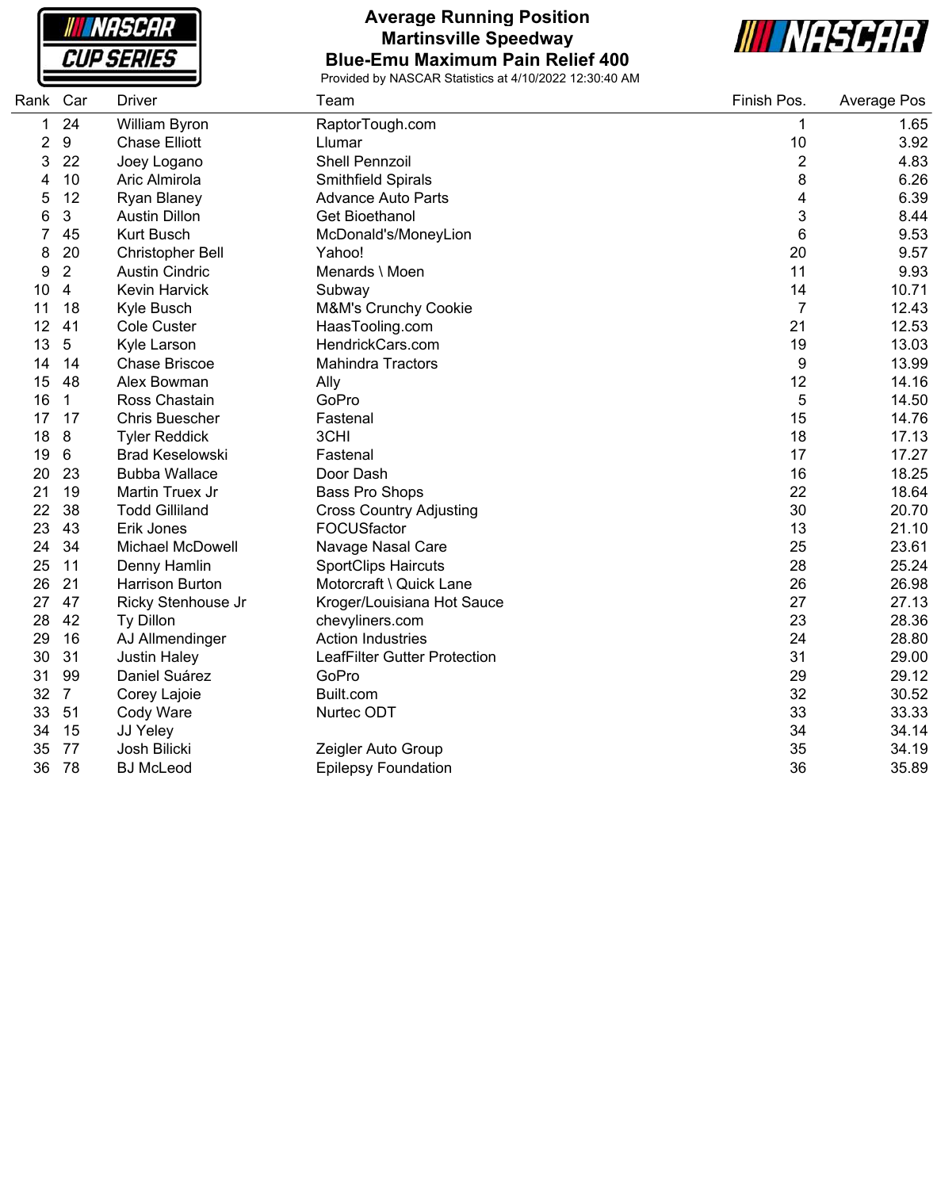# Average Running Position

## Martinsville Speedway

## Blue-Emu Maximum Pain Relief 400

Provided by NASCAR Statistics at 4/10/2022 12:30:40 AM

| Rank | Car | Driver | Team | Finish Pos. | Average Pos |
|---|---|---|---|---|---|
| 1 | 24 | William Byron | RaptorTough.com | 1 | 1.65 |
| 2 | 9 | Chase Elliott | Llumar | 10 | 3.92 |
| 3 | 22 | Joey Logano | Shell Pennzoil | 2 | 4.83 |
| 4 | 10 | Aric Almirola | Smithfield Spirals | 8 | 6.26 |
| 5 | 12 | Ryan Blaney | Advance Auto Parts | 4 | 6.39 |
| 6 | 3 | Austin Dillon | Get Bioethanol | 3 | 8.44 |
| 7 | 45 | Kurt Busch | McDonald's/MoneyLion | 6 | 9.53 |
| 8 | 20 | Christopher Bell | Yahoo! | 20 | 9.57 |
| 9 | 2 | Austin Cindric | Menards \ Moen | 11 | 9.93 |
| 10 | 4 | Kevin Harvick | Subway | 14 | 10.71 |
| 11 | 18 | Kyle Busch | M&M's Crunchy Cookie | 7 | 12.43 |
| 12 | 41 | Cole Custer | HaasTooling.com | 21 | 12.53 |
| 13 | 5 | Kyle Larson | HendrickCars.com | 19 | 13.03 |
| 14 | 14 | Chase Briscoe | Mahindra Tractors | 9 | 13.99 |
| 15 | 48 | Alex Bowman | Ally | 12 | 14.16 |
| 16 | 1 | Ross Chastain | GoPro | 5 | 14.50 |
| 17 | 17 | Chris Buescher | Fastenal | 15 | 14.76 |
| 18 | 8 | Tyler Reddick | 3CHI | 18 | 17.13 |
| 19 | 6 | Brad Keselowski | Fastenal | 17 | 17.27 |
| 20 | 23 | Bubba Wallace | Door Dash | 16 | 18.25 |
| 21 | 19 | Martin Truex Jr | Bass Pro Shops | 22 | 18.64 |
| 22 | 38 | Todd Gilliland | Cross Country Adjusting | 30 | 20.70 |
| 23 | 43 | Erik Jones | FOCUSfactor | 13 | 21.10 |
| 24 | 34 | Michael McDowell | Navage Nasal Care | 25 | 23.61 |
| 25 | 11 | Denny Hamlin | SportClips Haircuts | 28 | 25.24 |
| 26 | 21 | Harrison Burton | Motorcraft \ Quick Lane | 26 | 26.98 |
| 27 | 47 | Ricky Stenhouse Jr | Kroger/Louisiana Hot Sauce | 27 | 27.13 |
| 28 | 42 | Ty Dillon | chevyliners.com | 23 | 28.36 |
| 29 | 16 | AJ Allmendinger | Action Industries | 24 | 28.80 |
| 30 | 31 | Justin Haley | LeafFilter Gutter Protection | 31 | 29.00 |
| 31 | 99 | Daniel Suárez | GoPro | 29 | 29.12 |
| 32 | 7 | Corey Lajoie | Built.com | 32 | 30.52 |
| 33 | 51 | Cody Ware | Nurtec ODT | 33 | 33.33 |
| 34 | 15 | JJ Yeley | | 34 | 34.14 |
| 35 | 77 | Josh Bilicki | Zeigler Auto Group | 35 | 34.19 |
| 36 | 78 | BJ McLeod | Epilepsy Foundation | 36 | 35.89 |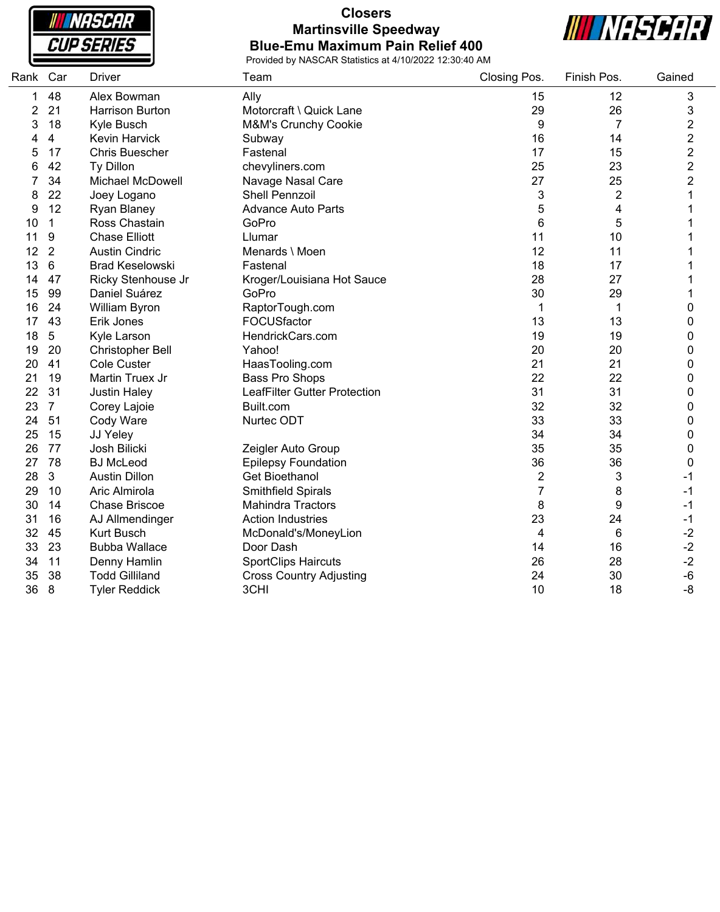# Closers

## Martinsville Speedway

## Blue-Emu Maximum Pain Relief 400

Provided by NASCAR Statistics at 4/10/2022 12:30:40 AM

| Rank | Car | Driver | Team | Closing Pos. | Finish Pos. | Gained |
|---|---|---|---|---|---|---|
| 1 | 48 | Alex Bowman | Ally | 15 | 12 | 3 |
| 2 | 21 | Harrison Burton | Motorcraft \ Quick Lane | 29 | 26 | 3 |
| 3 | 18 | Kyle Busch | M&M's Crunchy Cookie | 9 | 7 | 2 |
| 4 | 4 | Kevin Harvick | Subway | 16 | 14 | 2 |
| 5 | 17 | Chris Buescher | Fastenal | 17 | 15 | 2 |
| 6 | 42 | Ty Dillon | chevyliners.com | 25 | 23 | 2 |
| 7 | 34 | Michael McDowell | Navage Nasal Care | 27 | 25 | 2 |
| 8 | 22 | Joey Logano | Shell Pennzoil | 3 | 2 | 1 |
| 9 | 12 | Ryan Blaney | Advance Auto Parts | 5 | 4 | 1 |
| 10 | 1 | Ross Chastain | GoPro | 6 | 5 | 1 |
| 11 | 9 | Chase Elliott | Llumar | 11 | 10 | 1 |
| 12 | 2 | Austin Cindric | Menards \ Moen | 12 | 11 | 1 |
| 13 | 6 | Brad Keselowski | Fastenal | 18 | 17 | 1 |
| 14 | 47 | Ricky Stenhouse Jr | Kroger/Louisiana Hot Sauce | 28 | 27 | 1 |
| 15 | 99 | Daniel Suárez | GoPro | 30 | 29 | 1 |
| 16 | 24 | William Byron | RaptorTough.com | 1 | 1 | 0 |
| 17 | 43 | Erik Jones | FOCUSfactor | 13 | 13 | 0 |
| 18 | 5 | Kyle Larson | HendrickCars.com | 19 | 19 | 0 |
| 19 | 20 | Christopher Bell | Yahoo! | 20 | 20 | 0 |
| 20 | 41 | Cole Custer | HaasTooling.com | 21 | 21 | 0 |
| 21 | 19 | Martin Truex Jr | Bass Pro Shops | 22 | 22 | 0 |
| 22 | 31 | Justin Haley | LeafFilter Gutter Protection | 31 | 31 | 0 |
| 23 | 7 | Corey Lajoie | Built.com | 32 | 32 | 0 |
| 24 | 51 | Cody Ware | Nurtec ODT | 33 | 33 | 0 |
| 25 | 15 | JJ Yeley | | 34 | 34 | 0 |
| 26 | 77 | Josh Bilicki | Zeigler Auto Group | 35 | 35 | 0 |
| 27 | 78 | BJ McLeod | Epilepsy Foundation | 36 | 36 | 0 |
| 28 | 3 | Austin Dillon | Get Bioethanol | 2 | 3 | -1 |
| 29 | 10 | Aric Almirola | Smithfield Spirals | 7 | 8 | -1 |
| 30 | 14 | Chase Briscoe | Mahindra Tractors | 8 | 9 | -1 |
| 31 | 16 | AJ Allmendinger | Action Industries | 23 | 24 | -1 |
| 32 | 45 | Kurt Busch | McDonald's/MoneyLion | 4 | 6 | -2 |
| 33 | 23 | Bubba Wallace | Door Dash | 14 | 16 | -2 |
| 34 | 11 | Denny Hamlin | SportClips Haircuts | 26 | 28 | -2 |
| 35 | 38 | Todd Gilliland | Cross Country Adjusting | 24 | 30 | -6 |
| 36 | 8 | Tyler Reddick | 3CHI | 10 | 18 | -8 |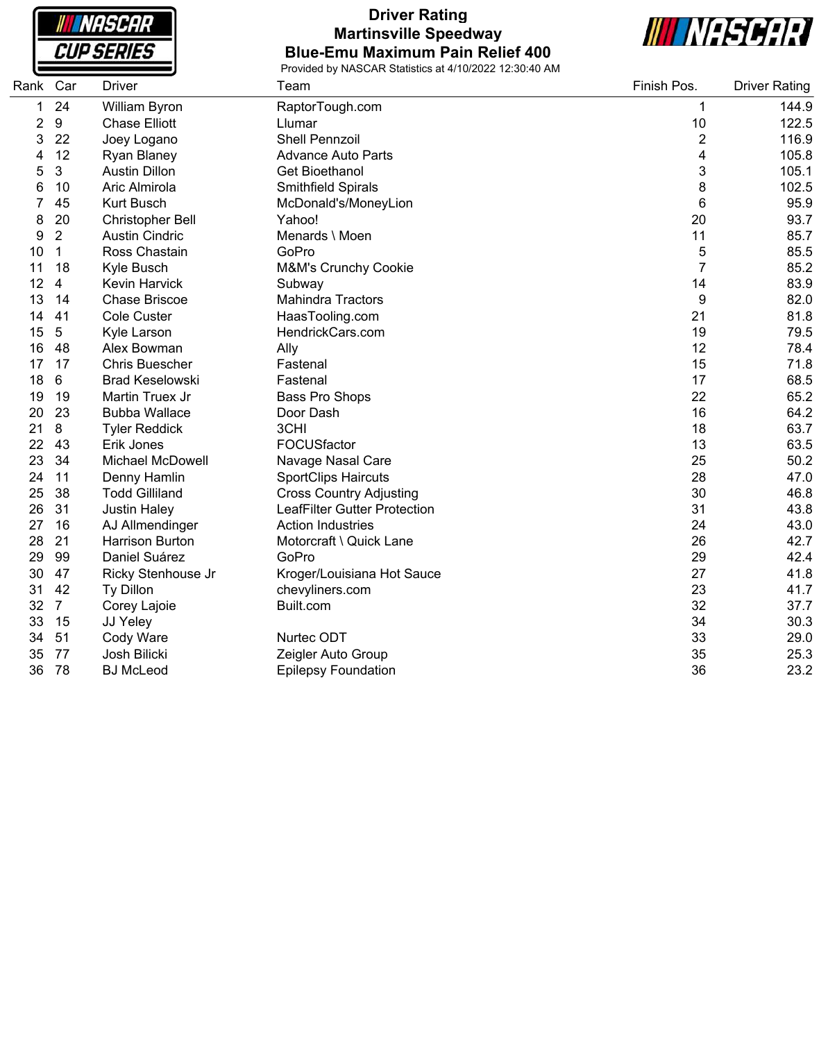# Driver Rating
## Martinsville Speedway
## Blue-Emu Maximum Pain Relief 400

Provided by NASCAR Statistics at 4/10/2022 12:30:40 AM

| Rank | Car | Driver | Team | Finish Pos. | Driver Rating |
|---|---|---|---|---|---|
| 1 | 24 | William Byron | RaptorTough.com | 1 | 144.9 |
| 2 | 9 | Chase Elliott | Llumar | 10 | 122.5 |
| 3 | 22 | Joey Logano | Shell Pennzoil | 2 | 116.9 |
| 4 | 12 | Ryan Blaney | Advance Auto Parts | 4 | 105.8 |
| 5 | 3 | Austin Dillon | Get Bioethanol | 3 | 105.1 |
| 6 | 10 | Aric Almirola | Smithfield Spirals | 8 | 102.5 |
| 7 | 45 | Kurt Busch | McDonald's/MoneyLion | 6 | 95.9 |
| 8 | 20 | Christopher Bell | Yahoo! | 20 | 93.7 |
| 9 | 2 | Austin Cindric | Menards \ Moen | 11 | 85.7 |
| 10 | 1 | Ross Chastain | GoPro | 5 | 85.5 |
| 11 | 18 | Kyle Busch | M&M's Crunchy Cookie | 7 | 85.2 |
| 12 | 4 | Kevin Harvick | Subway | 14 | 83.9 |
| 13 | 14 | Chase Briscoe | Mahindra Tractors | 9 | 82.0 |
| 14 | 41 | Cole Custer | HaasTooling.com | 21 | 81.8 |
| 15 | 5 | Kyle Larson | HendrickCars.com | 19 | 79.5 |
| 16 | 48 | Alex Bowman | Ally | 12 | 78.4 |
| 17 | 17 | Chris Buescher | Fastenal | 15 | 71.8 |
| 18 | 6 | Brad Keselowski | Fastenal | 17 | 68.5 |
| 19 | 19 | Martin Truex Jr | Bass Pro Shops | 22 | 65.2 |
| 20 | 23 | Bubba Wallace | Door Dash | 16 | 64.2 |
| 21 | 8 | Tyler Reddick | 3CHI | 18 | 63.7 |
| 22 | 43 | Erik Jones | FOCUSfactor | 13 | 63.5 |
| 23 | 34 | Michael McDowell | Navage Nasal Care | 25 | 50.2 |
| 24 | 11 | Denny Hamlin | SportClips Haircuts | 28 | 47.0 |
| 25 | 38 | Todd Gilliland | Cross Country Adjusting | 30 | 46.8 |
| 26 | 31 | Justin Haley | LeafFilter Gutter Protection | 31 | 43.8 |
| 27 | 16 | AJ Allmendinger | Action Industries | 24 | 43.0 |
| 28 | 21 | Harrison Burton | Motorcraft \ Quick Lane | 26 | 42.7 |
| 29 | 99 | Daniel Suárez | GoPro | 29 | 42.4 |
| 30 | 47 | Ricky Stenhouse Jr | Kroger/Louisiana Hot Sauce | 27 | 41.8 |
| 31 | 42 | Ty Dillon | chevyliners.com | 23 | 41.7 |
| 32 | 7 | Corey Lajoie | Built.com | 32 | 37.7 |
| 33 | 15 | JJ Yeley | | 34 | 30.3 |
| 34 | 51 | Cody Ware | Nurtec ODT | 33 | 29.0 |
| 35 | 77 | Josh Bilicki | Zeigler Auto Group | 35 | 25.3 |
| 36 | 78 | BJ McLeod | Epilepsy Foundation | 36 | 23.2 |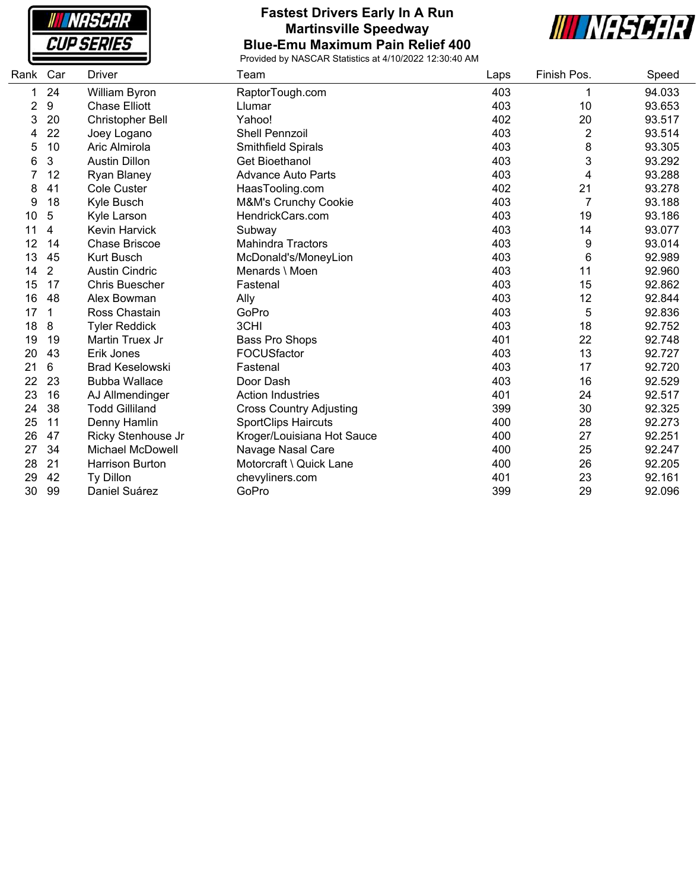# Fastest Drivers Early In A Run
## Martinsville Speedway
## Blue-Emu Maximum Pain Relief 400

Provided by NASCAR Statistics at 4/10/2022 12:30:40 AM

| Rank | Car | Driver | Team | Laps | Finish Pos. | Speed |
|---|---|---|---|---|---|---|
| 1 | 24 | William Byron | RaptorTough.com | 403 | 1 | 94.033 |
| 2 | 9 | Chase Elliott | Llumar | 403 | 10 | 93.653 |
| 3 | 20 | Christopher Bell | Yahoo! | 402 | 20 | 93.517 |
| 4 | 22 | Joey Logano | Shell Pennzoil | 403 | 2 | 93.514 |
| 5 | 10 | Aric Almirola | Smithfield Spirals | 403 | 8 | 93.305 |
| 6 | 3 | Austin Dillon | Get Bioethanol | 403 | 3 | 93.292 |
| 7 | 12 | Ryan Blaney | Advance Auto Parts | 403 | 4 | 93.288 |
| 8 | 41 | Cole Custer | HaasTooling.com | 402 | 21 | 93.278 |
| 9 | 18 | Kyle Busch | M&M's Crunchy Cookie | 403 | 7 | 93.188 |
| 10 | 5 | Kyle Larson | HendrickCars.com | 403 | 19 | 93.186 |
| 11 | 4 | Kevin Harvick | Subway | 403 | 14 | 93.077 |
| 12 | 14 | Chase Briscoe | Mahindra Tractors | 403 | 9 | 93.014 |
| 13 | 45 | Kurt Busch | McDonald's/MoneyLion | 403 | 6 | 92.989 |
| 14 | 2 | Austin Cindric | Menards \ Moen | 403 | 11 | 92.960 |
| 15 | 17 | Chris Buescher | Fastenal | 403 | 15 | 92.862 |
| 16 | 48 | Alex Bowman | Ally | 403 | 12 | 92.844 |
| 17 | 1 | Ross Chastain | GoPro | 403 | 5 | 92.836 |
| 18 | 8 | Tyler Reddick | 3CHI | 403 | 18 | 92.752 |
| 19 | 19 | Martin Truex Jr | Bass Pro Shops | 401 | 22 | 92.748 |
| 20 | 43 | Erik Jones | FOCUSfactor | 403 | 13 | 92.727 |
| 21 | 6 | Brad Keselowski | Fastenal | 403 | 17 | 92.720 |
| 22 | 23 | Bubba Wallace | Door Dash | 403 | 16 | 92.529 |
| 23 | 16 | AJ Allmendinger | Action Industries | 401 | 24 | 92.517 |
| 24 | 38 | Todd Gilliland | Cross Country Adjusting | 399 | 30 | 92.325 |
| 25 | 11 | Denny Hamlin | SportClips Haircuts | 400 | 28 | 92.273 |
| 26 | 47 | Ricky Stenhouse Jr | Kroger/Louisiana Hot Sauce | 400 | 27 | 92.251 |
| 27 | 34 | Michael McDowell | Navage Nasal Care | 400 | 25 | 92.247 |
| 28 | 21 | Harrison Burton | Motorcraft \ Quick Lane | 400 | 26 | 92.205 |
| 29 | 42 | Ty Dillon | chevyliners.com | 401 | 23 | 92.161 |
| 30 | 99 | Daniel Suárez | GoPro | 399 | 29 | 92.096 |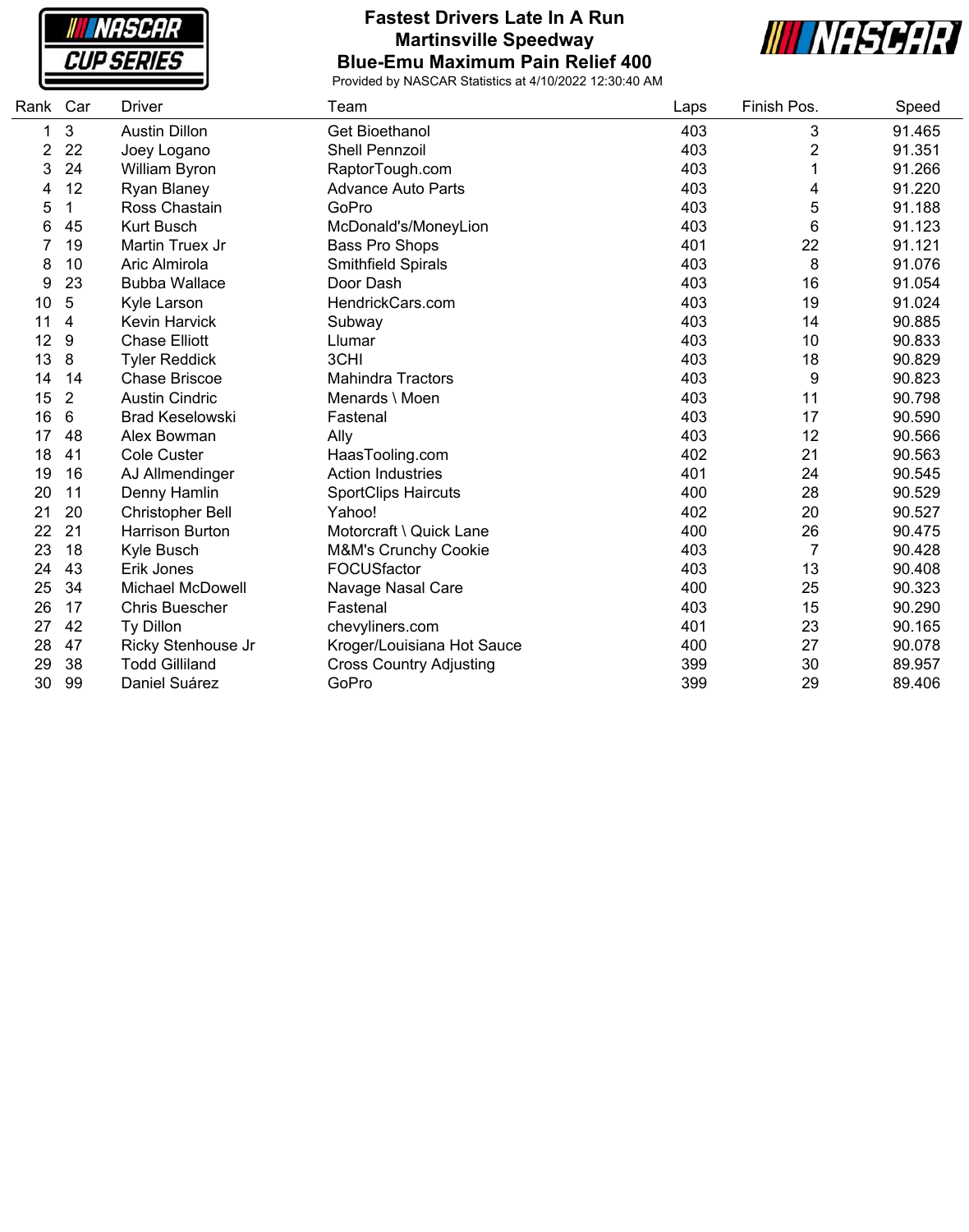# Fastest Drivers Late In A Run

## Martinsville Speedway

## Blue-Emu Maximum Pain Relief 400

Provided by NASCAR Statistics at 4/10/2022 12:30:40 AM

| Rank | Car | Driver | Team | Laps | Finish Pos. | Speed |
|---|---|---|---|---|---|---|
| 1 | 3 | Austin Dillon | Get Bioethanol | 403 | 3 | 91.465 |
| 2 | 22 | Joey Logano | Shell Pennzoil | 403 | 2 | 91.351 |
| 3 | 24 | William Byron | RaptorTough.com | 403 | 1 | 91.266 |
| 4 | 12 | Ryan Blaney | Advance Auto Parts | 403 | 4 | 91.220 |
| 5 | 1 | Ross Chastain | GoPro | 403 | 5 | 91.188 |
| 6 | 45 | Kurt Busch | McDonald's/MoneyLion | 403 | 6 | 91.123 |
| 7 | 19 | Martin Truex Jr | Bass Pro Shops | 401 | 22 | 91.121 |
| 8 | 10 | Aric Almirola | Smithfield Spirals | 403 | 8 | 91.076 |
| 9 | 23 | Bubba Wallace | Door Dash | 403 | 16 | 91.054 |
| 10 | 5 | Kyle Larson | HendrickCars.com | 403 | 19 | 91.024 |
| 11 | 4 | Kevin Harvick | Subway | 403 | 14 | 90.885 |
| 12 | 9 | Chase Elliott | Llumar | 403 | 10 | 90.833 |
| 13 | 8 | Tyler Reddick | 3CHI | 403 | 18 | 90.829 |
| 14 | 14 | Chase Briscoe | Mahindra Tractors | 403 | 9 | 90.823 |
| 15 | 2 | Austin Cindric | Menards \ Moen | 403 | 11 | 90.798 |
| 16 | 6 | Brad Keselowski | Fastenal | 403 | 17 | 90.590 |
| 17 | 48 | Alex Bowman | Ally | 403 | 12 | 90.566 |
| 18 | 41 | Cole Custer | HaasTooling.com | 402 | 21 | 90.563 |
| 19 | 16 | AJ Allmendinger | Action Industries | 401 | 24 | 90.545 |
| 20 | 11 | Denny Hamlin | SportClips Haircuts | 400 | 28 | 90.529 |
| 21 | 20 | Christopher Bell | Yahoo! | 402 | 20 | 90.527 |
| 22 | 21 | Harrison Burton | Motorcraft \ Quick Lane | 400 | 26 | 90.475 |
| 23 | 18 | Kyle Busch | M&M's Crunchy Cookie | 403 | 7 | 90.428 |
| 24 | 43 | Erik Jones | FOCUSfactor | 403 | 13 | 90.408 |
| 25 | 34 | Michael McDowell | Navage Nasal Care | 400 | 25 | 90.323 |
| 26 | 17 | Chris Buescher | Fastenal | 403 | 15 | 90.290 |
| 27 | 42 | Ty Dillon | chevyliners.com | 401 | 23 | 90.165 |
| 28 | 47 | Ricky Stenhouse Jr | Kroger/Louisiana Hot Sauce | 400 | 27 | 90.078 |
| 29 | 38 | Todd Gilliland | Cross Country Adjusting | 399 | 30 | 89.957 |
| 30 | 99 | Daniel Suárez | GoPro | 399 | 29 | 89.406 |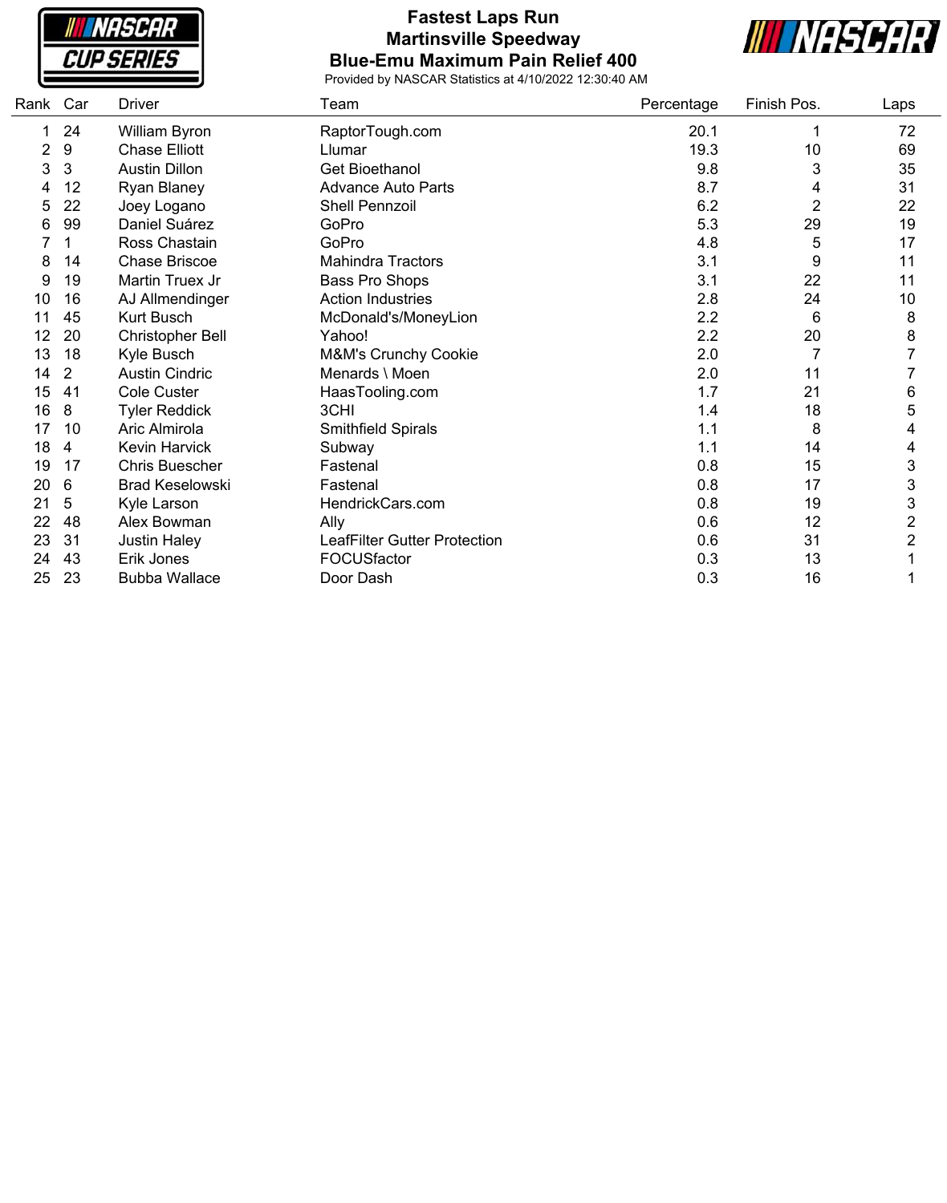# Fastest Laps Run
## Martinsville Speedway
## Blue-Emu Maximum Pain Relief 400

Provided by NASCAR Statistics at 4/10/2022 12:30:40 AM

| Rank | Car | Driver | Team | Percentage | Finish Pos. | Laps |
|---|---|---|---|---|---|---|
| 1 | 24 | William Byron | RaptorTough.com | 20.1 | 1 | 72 |
| 2 | 9 | Chase Elliott | Llumar | 19.3 | 10 | 69 |
| 3 | 3 | Austin Dillon | Get Bioethanol | 9.8 | 3 | 35 |
| 4 | 12 | Ryan Blaney | Advance Auto Parts | 8.7 | 4 | 31 |
| 5 | 22 | Joey Logano | Shell Pennzoil | 6.2 | 2 | 22 |
| 6 | 99 | Daniel Suárez | GoPro | 5.3 | 29 | 19 |
| 7 | 1 | Ross Chastain | GoPro | 4.8 | 5 | 17 |
| 8 | 14 | Chase Briscoe | Mahindra Tractors | 3.1 | 9 | 11 |
| 9 | 19 | Martin Truex Jr | Bass Pro Shops | 3.1 | 22 | 11 |
| 10 | 16 | AJ Allmendinger | Action Industries | 2.8 | 24 | 10 |
| 11 | 45 | Kurt Busch | McDonald's/MoneyLion | 2.2 | 6 | 8 |
| 12 | 20 | Christopher Bell | Yahoo! | 2.2 | 20 | 8 |
| 13 | 18 | Kyle Busch | M&M's Crunchy Cookie | 2.0 | 7 | 7 |
| 14 | 2 | Austin Cindric | Menards \ Moen | 2.0 | 11 | 7 |
| 15 | 41 | Cole Custer | HaasTooling.com | 1.7 | 21 | 6 |
| 16 | 8 | Tyler Reddick | 3CHI | 1.4 | 18 | 5 |
| 17 | 10 | Aric Almirola | Smithfield Spirals | 1.1 | 8 | 4 |
| 18 | 4 | Kevin Harvick | Subway | 1.1 | 14 | 4 |
| 19 | 17 | Chris Buescher | Fastenal | 0.8 | 15 | 3 |
| 20 | 6 | Brad Keselowski | Fastenal | 0.8 | 17 | 3 |
| 21 | 5 | Kyle Larson | HendrickCars.com | 0.8 | 19 | 3 |
| 22 | 48 | Alex Bowman | Ally | 0.6 | 12 | 2 |
| 23 | 31 | Justin Haley | LeafFilter Gutter Protection | 0.6 | 31 | 2 |
| 24 | 43 | Erik Jones | FOCUSfactor | 0.3 | 13 | 1 |
| 25 | 23 | Bubba Wallace | Door Dash | 0.3 | 16 | 1 |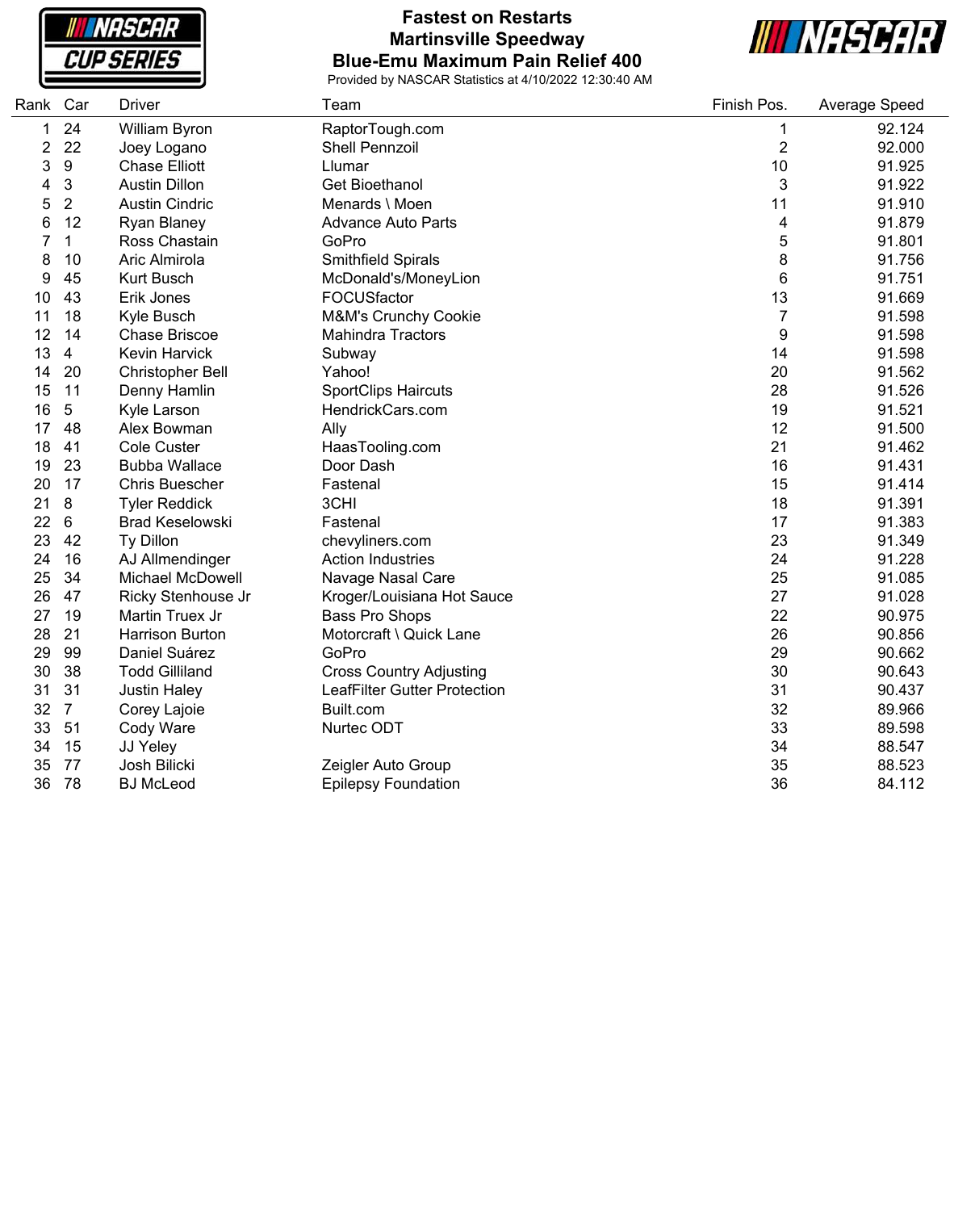# Fastest on Restarts
## Martinsville Speedway
## Blue-Emu Maximum Pain Relief 400

Provided by NASCAR Statistics at 4/10/2022 12:30:40 AM

| Rank | Car | Driver | Team | Finish Pos. | Average Speed |
|---|---|---|---|---|---|
| 1 | 24 | William Byron | RaptorTough.com | 1 | 92.124 |
| 2 | 22 | Joey Logano | Shell Pennzoil | 2 | 92.000 |
| 3 | 9 | Chase Elliott | Llumar | 10 | 91.925 |
| 4 | 3 | Austin Dillon | Get Bioethanol | 3 | 91.922 |
| 5 | 2 | Austin Cindric | Menards \ Moen | 11 | 91.910 |
| 6 | 12 | Ryan Blaney | Advance Auto Parts | 4 | 91.879 |
| 7 | 1 | Ross Chastain | GoPro | 5 | 91.801 |
| 8 | 10 | Aric Almirola | Smithfield Spirals | 8 | 91.756 |
| 9 | 45 | Kurt Busch | McDonald's/MoneyLion | 6 | 91.751 |
| 10 | 43 | Erik Jones | FOCUSfactor | 13 | 91.669 |
| 11 | 18 | Kyle Busch | M&M's Crunchy Cookie | 7 | 91.598 |
| 12 | 14 | Chase Briscoe | Mahindra Tractors | 9 | 91.598 |
| 13 | 4 | Kevin Harvick | Subway | 14 | 91.598 |
| 14 | 20 | Christopher Bell | Yahoo! | 20 | 91.562 |
| 15 | 11 | Denny Hamlin | SportClips Haircuts | 28 | 91.526 |
| 16 | 5 | Kyle Larson | HendrickCars.com | 19 | 91.521 |
| 17 | 48 | Alex Bowman | Ally | 12 | 91.500 |
| 18 | 41 | Cole Custer | HaasTooling.com | 21 | 91.462 |
| 19 | 23 | Bubba Wallace | Door Dash | 16 | 91.431 |
| 20 | 17 | Chris Buescher | Fastenal | 15 | 91.414 |
| 21 | 8 | Tyler Reddick | 3CHI | 18 | 91.391 |
| 22 | 6 | Brad Keselowski | Fastenal | 17 | 91.383 |
| 23 | 42 | Ty Dillon | chevyliners.com | 23 | 91.349 |
| 24 | 16 | AJ Allmendinger | Action Industries | 24 | 91.228 |
| 25 | 34 | Michael McDowell | Navage Nasal Care | 25 | 91.085 |
| 26 | 47 | Ricky Stenhouse Jr | Kroger/Louisiana Hot Sauce | 27 | 91.028 |
| 27 | 19 | Martin Truex Jr | Bass Pro Shops | 22 | 90.975 |
| 28 | 21 | Harrison Burton | Motorcraft \ Quick Lane | 26 | 90.856 |
| 29 | 99 | Daniel Suárez | GoPro | 29 | 90.662 |
| 30 | 38 | Todd Gilliland | Cross Country Adjusting | 30 | 90.643 |
| 31 | 31 | Justin Haley | LeafFilter Gutter Protection | 31 | 90.437 |
| 32 | 7 | Corey Lajoie | Built.com | 32 | 89.966 |
| 33 | 51 | Cody Ware | Nurtec ODT | 33 | 89.598 |
| 34 | 15 | JJ Yeley | | 34 | 88.547 |
| 35 | 77 | Josh Bilicki | Zeigler Auto Group | 35 | 88.523 |
| 36 | 78 | BJ McLeod | Epilepsy Foundation | 36 | 84.112 |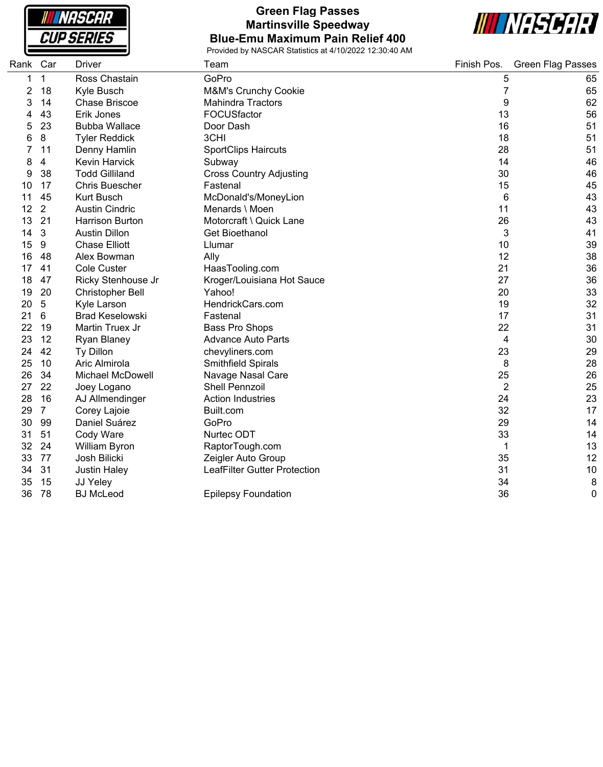# Green Flag Passes
## Martinsville Speedway
## Blue-Emu Maximum Pain Relief 400

Provided by NASCAR Statistics at 4/10/2022 12:30:40 AM

| Rank | Car | Driver | Team | Finish Pos. | Green Flag Passes |
|---|---|---|---|---|---|
| 1 | 1 | Ross Chastain | GoPro | 5 | 65 |
| 2 | 18 | Kyle Busch | M&M's Crunchy Cookie | 7 | 65 |
| 3 | 14 | Chase Briscoe | Mahindra Tractors | 9 | 62 |
| 4 | 43 | Erik Jones | FOCUSfactor | 13 | 56 |
| 5 | 23 | Bubba Wallace | Door Dash | 16 | 51 |
| 6 | 8 | Tyler Reddick | 3CHI | 18 | 51 |
| 7 | 11 | Denny Hamlin | SportClips Haircuts | 28 | 51 |
| 8 | 4 | Kevin Harvick | Subway | 14 | 46 |
| 9 | 38 | Todd Gilliland | Cross Country Adjusting | 30 | 46 |
| 10 | 17 | Chris Buescher | Fastenal | 15 | 45 |
| 11 | 45 | Kurt Busch | McDonald's/MoneyLion | 6 | 43 |
| 12 | 2 | Austin Cindric | Menards \ Moen | 11 | 43 |
| 13 | 21 | Harrison Burton | Motorcraft \ Quick Lane | 26 | 43 |
| 14 | 3 | Austin Dillon | Get Bioethanol | 3 | 41 |
| 15 | 9 | Chase Elliott | Llumar | 10 | 39 |
| 16 | 48 | Alex Bowman | Ally | 12 | 38 |
| 17 | 41 | Cole Custer | HaasTooling.com | 21 | 36 |
| 18 | 47 | Ricky Stenhouse Jr | Kroger/Louisiana Hot Sauce | 27 | 36 |
| 19 | 20 | Christopher Bell | Yahoo! | 20 | 33 |
| 20 | 5 | Kyle Larson | HendrickCars.com | 19 | 32 |
| 21 | 6 | Brad Keselowski | Fastenal | 17 | 31 |
| 22 | 19 | Martin Truex Jr | Bass Pro Shops | 22 | 31 |
| 23 | 12 | Ryan Blaney | Advance Auto Parts | 4 | 30 |
| 24 | 42 | Ty Dillon | chevyliners.com | 23 | 29 |
| 25 | 10 | Aric Almirola | Smithfield Spirals | 8 | 28 |
| 26 | 34 | Michael McDowell | Navage Nasal Care | 25 | 26 |
| 27 | 22 | Joey Logano | Shell Pennzoil | 2 | 25 |
| 28 | 16 | AJ Allmendinger | Action Industries | 24 | 23 |
| 29 | 7 | Corey Lajoie | Built.com | 32 | 17 |
| 30 | 99 | Daniel Suárez | GoPro | 29 | 14 |
| 31 | 51 | Cody Ware | Nurtec ODT | 33 | 14 |
| 32 | 24 | William Byron | RaptorTough.com | 1 | 13 |
| 33 | 77 | Josh Bilicki | Zeigler Auto Group | 35 | 12 |
| 34 | 31 | Justin Haley | LeafFilter Gutter Protection | 31 | 10 |
| 35 | 15 | JJ Yeley | | 34 | 8 |
| 36 | 78 | BJ McLeod | Epilepsy Foundation | 36 | 0 |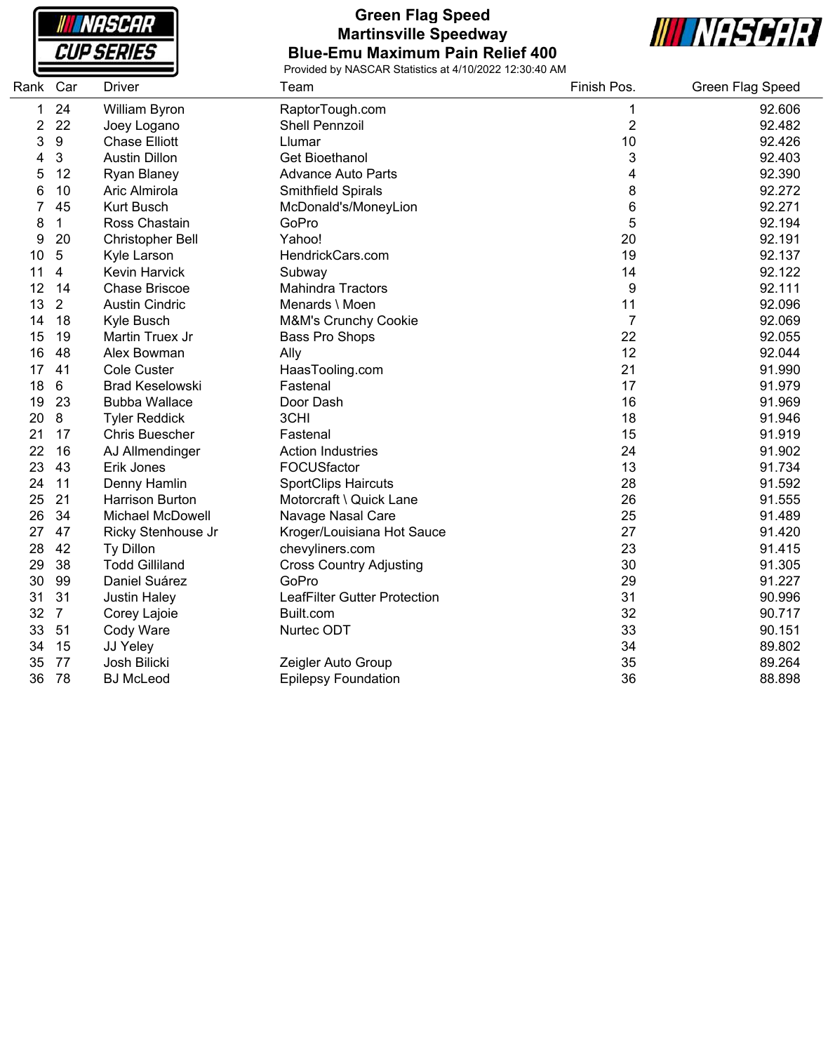# Green Flag Speed
## Martinsville Speedway
## Blue-Emu Maximum Pain Relief 400

Provided by NASCAR Statistics at 4/10/2022 12:30:40 AM

| Rank | Car | Driver | Team | Finish Pos. | Green Flag Speed |
|---|---|---|---|---|---|
| 1 | 24 | William Byron | RaptorTough.com | 1 | 92.606 |
| 2 | 22 | Joey Logano | Shell Pennzoil | 2 | 92.482 |
| 3 | 9 | Chase Elliott | Llumar | 10 | 92.426 |
| 4 | 3 | Austin Dillon | Get Bioethanol | 3 | 92.403 |
| 5 | 12 | Ryan Blaney | Advance Auto Parts | 4 | 92.390 |
| 6 | 10 | Aric Almirola | Smithfield Spirals | 8 | 92.272 |
| 7 | 45 | Kurt Busch | McDonald's/MoneyLion | 6 | 92.271 |
| 8 | 1 | Ross Chastain | GoPro | 5 | 92.194 |
| 9 | 20 | Christopher Bell | Yahoo! | 20 | 92.191 |
| 10 | 5 | Kyle Larson | HendrickCars.com | 19 | 92.137 |
| 11 | 4 | Kevin Harvick | Subway | 14 | 92.122 |
| 12 | 14 | Chase Briscoe | Mahindra Tractors | 9 | 92.111 |
| 13 | 2 | Austin Cindric | Menards \ Moen | 11 | 92.096 |
| 14 | 18 | Kyle Busch | M&M's Crunchy Cookie | 7 | 92.069 |
| 15 | 19 | Martin Truex Jr | Bass Pro Shops | 22 | 92.055 |
| 16 | 48 | Alex Bowman | Ally | 12 | 92.044 |
| 17 | 41 | Cole Custer | HaasTooling.com | 21 | 91.990 |
| 18 | 6 | Brad Keselowski | Fastenal | 17 | 91.979 |
| 19 | 23 | Bubba Wallace | Door Dash | 16 | 91.969 |
| 20 | 8 | Tyler Reddick | 3CHI | 18 | 91.946 |
| 21 | 17 | Chris Buescher | Fastenal | 15 | 91.919 |
| 22 | 16 | AJ Allmendinger | Action Industries | 24 | 91.902 |
| 23 | 43 | Erik Jones | FOCUSfactor | 13 | 91.734 |
| 24 | 11 | Denny Hamlin | SportClips Haircuts | 28 | 91.592 |
| 25 | 21 | Harrison Burton | Motorcraft \ Quick Lane | 26 | 91.555 |
| 26 | 34 | Michael McDowell | Navage Nasal Care | 25 | 91.489 |
| 27 | 47 | Ricky Stenhouse Jr | Kroger/Louisiana Hot Sauce | 27 | 91.420 |
| 28 | 42 | Ty Dillon | chevyliners.com | 23 | 91.415 |
| 29 | 38 | Todd Gilliland | Cross Country Adjusting | 30 | 91.305 |
| 30 | 99 | Daniel Suárez | GoPro | 29 | 91.227 |
| 31 | 31 | Justin Haley | LeafFilter Gutter Protection | 31 | 90.996 |
| 32 | 7 | Corey Lajoie | Built.com | 32 | 90.717 |
| 33 | 51 | Cody Ware | Nurtec ODT | 33 | 90.151 |
| 34 | 15 | JJ Yeley | | 34 | 89.802 |
| 35 | 77 | Josh Bilicki | Zeigler Auto Group | 35 | 89.264 |
| 36 | 78 | BJ McLeod | Epilepsy Foundation | 36 | 88.898 |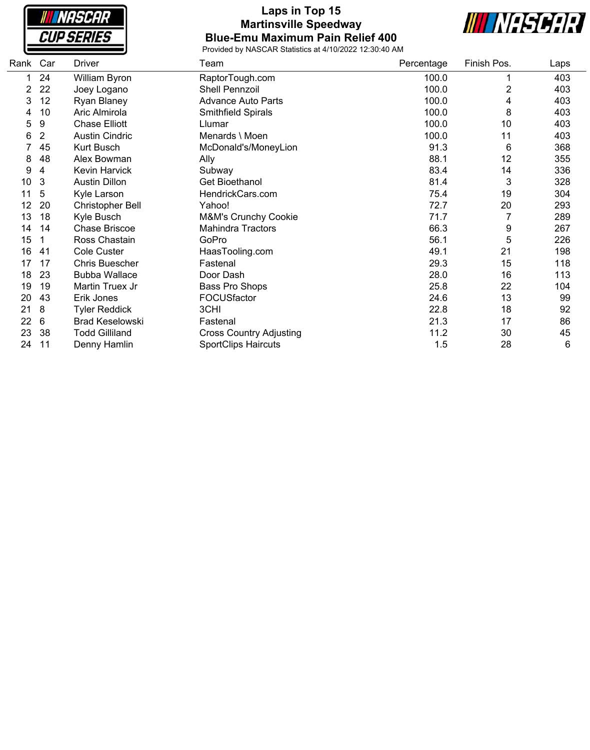# Laps in Top 15

## Martinsville Speedway

## Blue-Emu Maximum Pain Relief 400

Provided by NASCAR Statistics at 4/10/2022 12:30:40 AM

| Rank | Car | Driver | Team | Percentage | Finish Pos. | Laps |
|---|---|---|---|---|---|---|
| 1 | 24 | William Byron | RaptorTough.com | 100.0 | 1 | 403 |
| 2 | 22 | Joey Logano | Shell Pennzoil | 100.0 | 2 | 403 |
| 3 | 12 | Ryan Blaney | Advance Auto Parts | 100.0 | 4 | 403 |
| 4 | 10 | Aric Almirola | Smithfield Spirals | 100.0 | 8 | 403 |
| 5 | 9 | Chase Elliott | Llumar | 100.0 | 10 | 403 |
| 6 | 2 | Austin Cindric | Menards \ Moen | 100.0 | 11 | 403 |
| 7 | 45 | Kurt Busch | McDonald's/MoneyLion | 91.3 | 6 | 368 |
| 8 | 48 | Alex Bowman | Ally | 88.1 | 12 | 355 |
| 9 | 4 | Kevin Harvick | Subway | 83.4 | 14 | 336 |
| 10 | 3 | Austin Dillon | Get Bioethanol | 81.4 | 3 | 328 |
| 11 | 5 | Kyle Larson | HendrickCars.com | 75.4 | 19 | 304 |
| 12 | 20 | Christopher Bell | Yahoo! | 72.7 | 20 | 293 |
| 13 | 18 | Kyle Busch | M&M's Crunchy Cookie | 71.7 | 7 | 289 |
| 14 | 14 | Chase Briscoe | Mahindra Tractors | 66.3 | 9 | 267 |
| 15 | 1 | Ross Chastain | GoPro | 56.1 | 5 | 226 |
| 16 | 41 | Cole Custer | HaasTooling.com | 49.1 | 21 | 198 |
| 17 | 17 | Chris Buescher | Fastenal | 29.3 | 15 | 118 |
| 18 | 23 | Bubba Wallace | Door Dash | 28.0 | 16 | 113 |
| 19 | 19 | Martin Truex Jr | Bass Pro Shops | 25.8 | 22 | 104 |
| 20 | 43 | Erik Jones | FOCUSfactor | 24.6 | 13 | 99 |
| 21 | 8 | Tyler Reddick | 3CHI | 22.8 | 18 | 92 |
| 22 | 6 | Brad Keselowski | Fastenal | 21.3 | 17 | 86 |
| 23 | 38 | Todd Gilliland | Cross Country Adjusting | 11.2 | 30 | 45 |
| 24 | 11 | Denny Hamlin | SportClips Haircuts | 1.5 | 28 | 6 |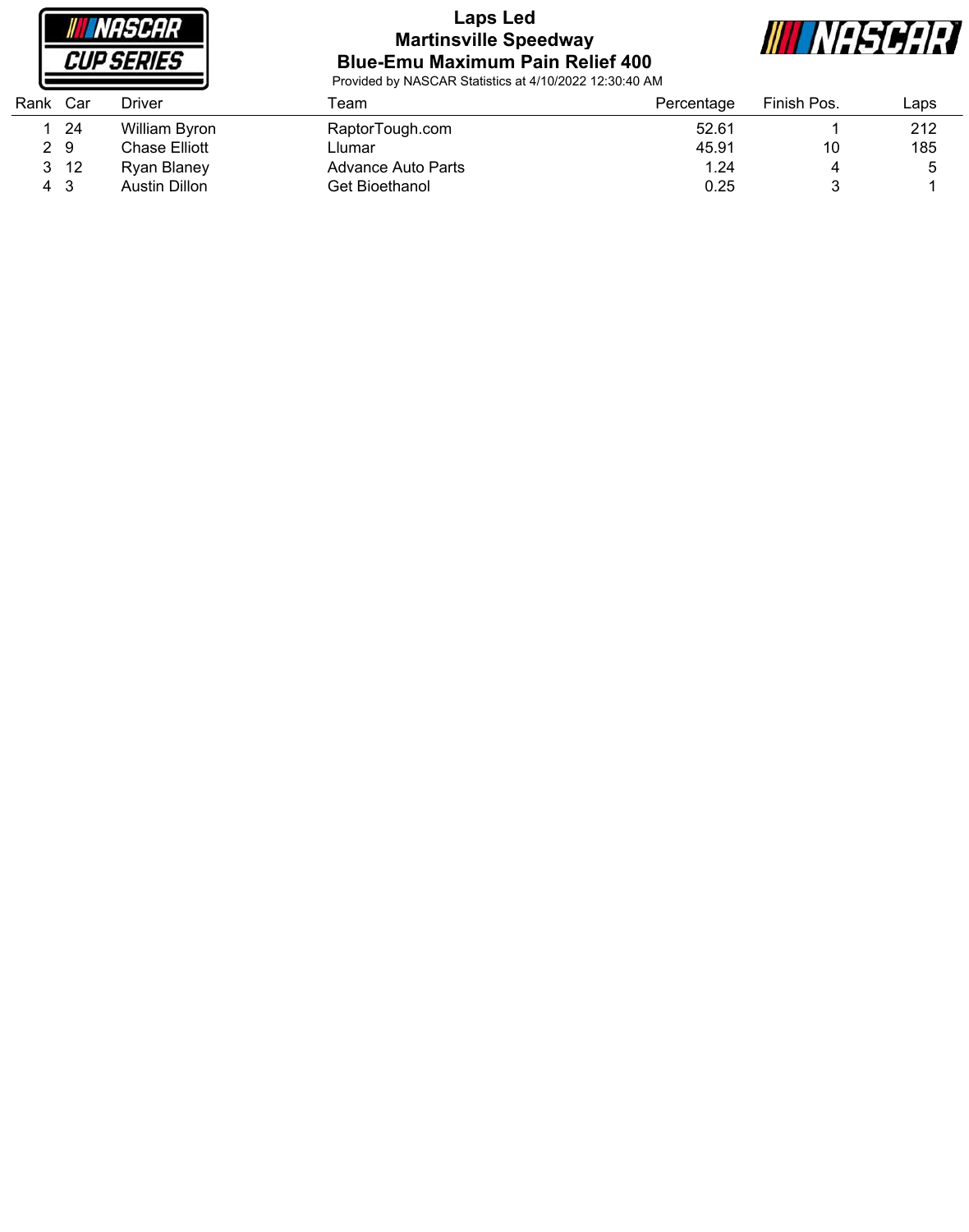# Laps Led
## Martinsville Speedway
## Blue-Emu Maximum Pain Relief 400

Provided by NASCAR Statistics at 4/10/2022 12:30:40 AM

| Rank | Car | Driver | Team | Percentage | Finish Pos. | Laps |
|---|---|---|---|---|---|---|
| 1 | 24 | William Byron | RaptorTough.com | 52.61 | 1 | 212 |
| 2 | 9 | Chase Elliott | Llumar | 45.91 | 10 | 185 |
| 3 | 12 | Ryan Blaney | Advance Auto Parts | 1.24 | 4 | 5 |
| 4 | 3 | Austin Dillon | Get Bioethanol | 0.25 | 3 | 1 |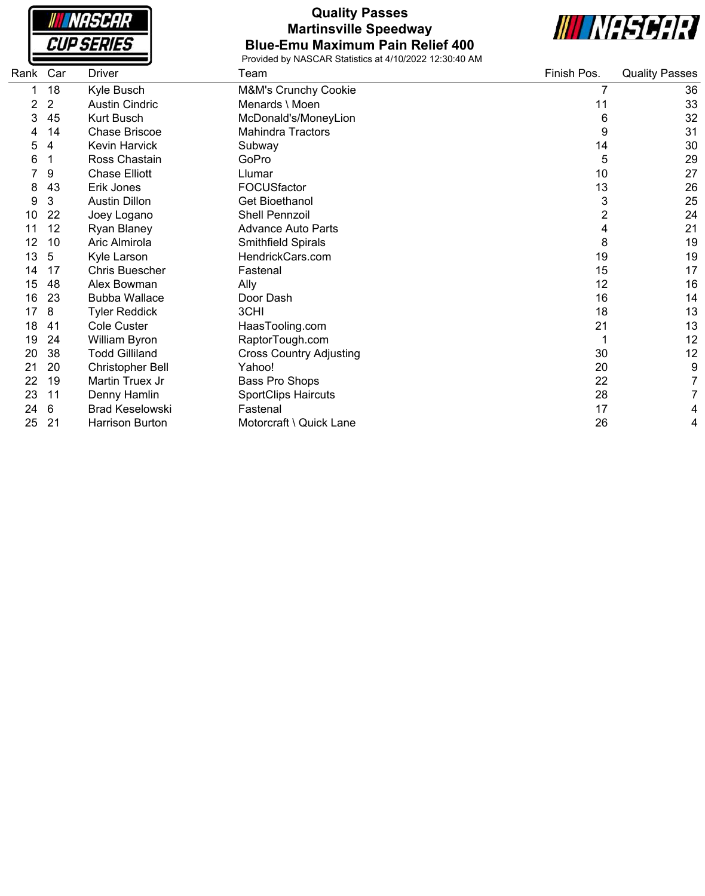# Quality Passes
## Martinsville Speedway
## Blue-Emu Maximum Pain Relief 400

Provided by NASCAR Statistics at 4/10/2022 12:30:40 AM

| Rank | Car | Driver | Team | Finish Pos. | Quality Passes |
|---|---|---|---|---|---|
| 1 | 18 | Kyle Busch | M&M's Crunchy Cookie | 7 | 36 |
| 2 | 2 | Austin Cindric | Menards \ Moen | 11 | 33 |
| 3 | 45 | Kurt Busch | McDonald's/MoneyLion | 6 | 32 |
| 4 | 14 | Chase Briscoe | Mahindra Tractors | 9 | 31 |
| 5 | 4 | Kevin Harvick | Subway | 14 | 30 |
| 6 | 1 | Ross Chastain | GoPro | 5 | 29 |
| 7 | 9 | Chase Elliott | Llumar | 10 | 27 |
| 8 | 43 | Erik Jones | FOCUSfactor | 13 | 26 |
| 9 | 3 | Austin Dillon | Get Bioethanol | 3 | 25 |
| 10 | 22 | Joey Logano | Shell Pennzoil | 2 | 24 |
| 11 | 12 | Ryan Blaney | Advance Auto Parts | 4 | 21 |
| 12 | 10 | Aric Almirola | Smithfield Spirals | 8 | 19 |
| 13 | 5 | Kyle Larson | HendrickCars.com | 19 | 19 |
| 14 | 17 | Chris Buescher | Fastenal | 15 | 17 |
| 15 | 48 | Alex Bowman | Ally | 12 | 16 |
| 16 | 23 | Bubba Wallace | Door Dash | 16 | 14 |
| 17 | 8 | Tyler Reddick | 3CHI | 18 | 13 |
| 18 | 41 | Cole Custer | HaasTooling.com | 21 | 13 |
| 19 | 24 | William Byron | RaptorTough.com | 1 | 12 |
| 20 | 38 | Todd Gilliland | Cross Country Adjusting | 30 | 12 |
| 21 | 20 | Christopher Bell | Yahoo! | 20 | 9 |
| 22 | 19 | Martin Truex Jr | Bass Pro Shops | 22 | 7 |
| 23 | 11 | Denny Hamlin | SportClips Haircuts | 28 | 7 |
| 24 | 6 | Brad Keselowski | Fastenal | 17 | 4 |
| 25 | 21 | Harrison Burton | Motorcraft \ Quick Lane | 26 | 4 |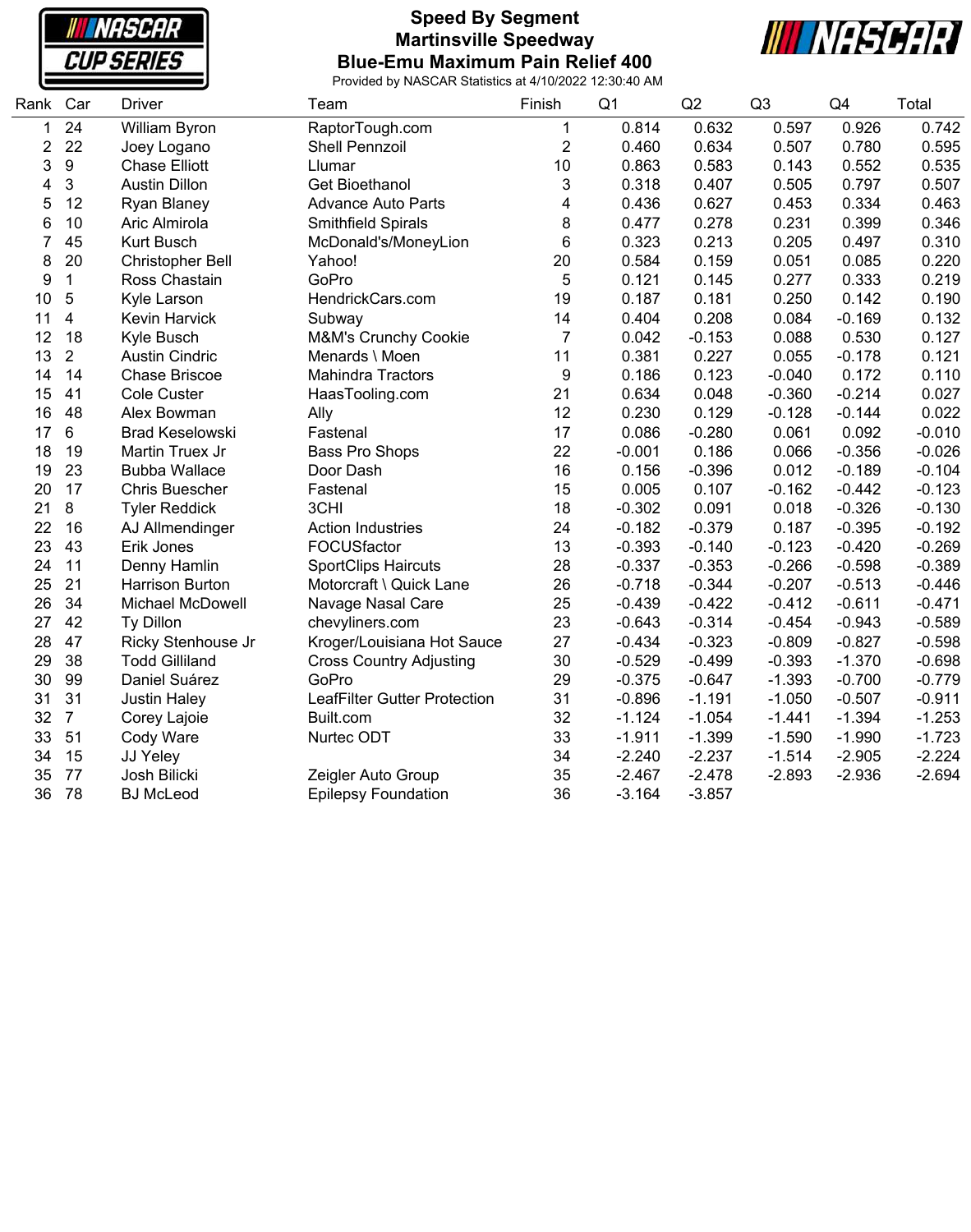# Speed By Segment
## Martinsville Speedway
## Blue-Emu Maximum Pain Relief 400

Provided by NASCAR Statistics at 4/10/2022 12:30:40 AM

| Rank | Car | Driver | Team | Finish | Q1 | Q2 | Q3 | Q4 | Total |
|---|---|---|---|---|---|---|---|---|---|
| 1 | 24 | William Byron | RaptorTough.com | 1 | 0.814 | 0.632 | 0.597 | 0.926 | 0.742 |
| 2 | 22 | Joey Logano | Shell Pennzoil | 2 | 0.460 | 0.634 | 0.507 | 0.780 | 0.595 |
| 3 | 9 | Chase Elliott | Llumar | 10 | 0.863 | 0.583 | 0.143 | 0.552 | 0.535 |
| 4 | 3 | Austin Dillon | Get Bioethanol | 3 | 0.318 | 0.407 | 0.505 | 0.797 | 0.507 |
| 5 | 12 | Ryan Blaney | Advance Auto Parts | 4 | 0.436 | 0.627 | 0.453 | 0.334 | 0.463 |
| 6 | 10 | Aric Almirola | Smithfield Spirals | 8 | 0.477 | 0.278 | 0.231 | 0.399 | 0.346 |
| 7 | 45 | Kurt Busch | McDonald's/MoneyLion | 6 | 0.323 | 0.213 | 0.205 | 0.497 | 0.310 |
| 8 | 20 | Christopher Bell | Yahoo! | 20 | 0.584 | 0.159 | 0.051 | 0.085 | 0.220 |
| 9 | 1 | Ross Chastain | GoPro | 5 | 0.121 | 0.145 | 0.277 | 0.333 | 0.219 |
| 10 | 5 | Kyle Larson | HendrickCars.com | 19 | 0.187 | 0.181 | 0.250 | 0.142 | 0.190 |
| 11 | 4 | Kevin Harvick | Subway | 14 | 0.404 | 0.208 | 0.084 | -0.169 | 0.132 |
| 12 | 18 | Kyle Busch | M&M's Crunchy Cookie | 7 | 0.042 | -0.153 | 0.088 | 0.530 | 0.127 |
| 13 | 2 | Austin Cindric | Menards \ Moen | 11 | 0.381 | 0.227 | 0.055 | -0.178 | 0.121 |
| 14 | 14 | Chase Briscoe | Mahindra Tractors | 9 | 0.186 | 0.123 | -0.040 | 0.172 | 0.110 |
| 15 | 41 | Cole Custer | HaasTooling.com | 21 | 0.634 | 0.048 | -0.360 | -0.214 | 0.027 |
| 16 | 48 | Alex Bowman | Ally | 12 | 0.230 | 0.129 | -0.128 | -0.144 | 0.022 |
| 17 | 6 | Brad Keselowski | Fastenal | 17 | 0.086 | -0.280 | 0.061 | 0.092 | -0.010 |
| 18 | 19 | Martin Truex Jr | Bass Pro Shops | 22 | -0.001 | 0.186 | 0.066 | -0.356 | -0.026 |
| 19 | 23 | Bubba Wallace | Door Dash | 16 | 0.156 | -0.396 | 0.012 | -0.189 | -0.104 |
| 20 | 17 | Chris Buescher | Fastenal | 15 | 0.005 | 0.107 | -0.162 | -0.442 | -0.123 |
| 21 | 8 | Tyler Reddick | 3CHI | 18 | -0.302 | 0.091 | 0.018 | -0.326 | -0.130 |
| 22 | 16 | AJ Allmendinger | Action Industries | 24 | -0.182 | -0.379 | 0.187 | -0.395 | -0.192 |
| 23 | 43 | Erik Jones | FOCUSfactor | 13 | -0.393 | -0.140 | -0.123 | -0.420 | -0.269 |
| 24 | 11 | Denny Hamlin | SportClips Haircuts | 28 | -0.337 | -0.353 | -0.266 | -0.598 | -0.389 |
| 25 | 21 | Harrison Burton | Motorcraft \ Quick Lane | 26 | -0.718 | -0.344 | -0.207 | -0.513 | -0.446 |
| 26 | 34 | Michael McDowell | Navage Nasal Care | 25 | -0.439 | -0.422 | -0.412 | -0.611 | -0.471 |
| 27 | 42 | Ty Dillon | chevyliners.com | 23 | -0.643 | -0.314 | -0.454 | -0.943 | -0.589 |
| 28 | 47 | Ricky Stenhouse Jr | Kroger/Louisiana Hot Sauce | 27 | -0.434 | -0.323 | -0.809 | -0.827 | -0.598 |
| 29 | 38 | Todd Gilliland | Cross Country Adjusting | 30 | -0.529 | -0.499 | -0.393 | -1.370 | -0.698 |
| 30 | 99 | Daniel Suárez | GoPro | 29 | -0.375 | -0.647 | -1.393 | -0.700 | -0.779 |
| 31 | 31 | Justin Haley | LeafFilter Gutter Protection | 31 | -0.896 | -1.191 | -1.050 | -0.507 | -0.911 |
| 32 | 7 | Corey Lajoie | Built.com | 32 | -1.124 | -1.054 | -1.441 | -1.394 | -1.253 |
| 33 | 51 | Cody Ware | Nurtec ODT | 33 | -1.911 | -1.399 | -1.590 | -1.990 | -1.723 |
| 34 | 15 | JJ Yeley | | 34 | -2.240 | -2.237 | -1.514 | -2.905 | -2.224 |
| 35 | 77 | Josh Bilicki | Zeigler Auto Group | 35 | -2.467 | -2.478 | -2.893 | -2.936 | -2.694 |
| 36 | 78 | BJ McLeod | Epilepsy Foundation | 36 | -3.164 | -3.857 | | | |